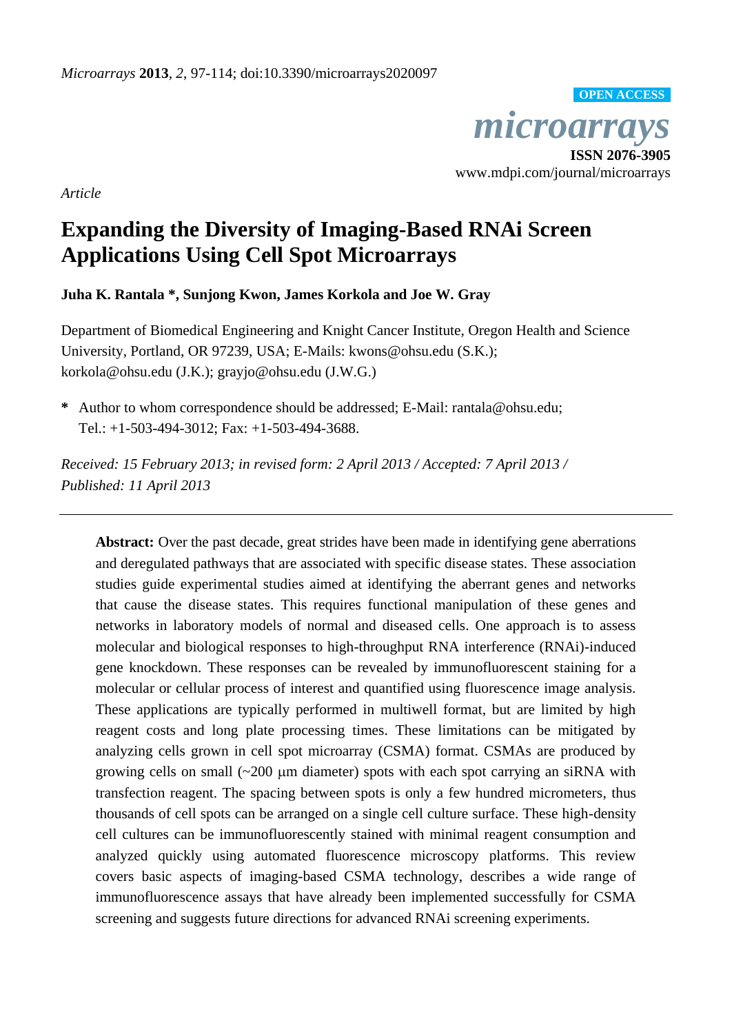*Article*

# Expanding the Diversity of Imaging-Based RNAi Screen Applications Using Cell Spot Microarrays

**Juha K. Rantala \*, Sunjong Kwon, James Korkola and Joe W. Gray**

Department of Biomedical Engineering and Knight Cancer Institute, Oregon Health and Science University, Portland, OR 97239, USA; E-Mails: kwons@ohsu.edu (S.K.); korkola@ohsu.edu (J.K.); grayjo@ohsu.edu (J.W.G.)

**\*** Author to whom correspondence should be addressed; E-Mail: rantala@ohsu.edu; Tel.: +1-503-494-3012; Fax: +1-503-494-3688.

*Received: 15 February 2013; in revised form: 2 April 2013 / Accepted: 7 April 2013 / Published: 11 April 2013*

---

**Abstract:** Over the past decade, great strides have been made in identifying gene aberrations and deregulated pathways that are associated with specific disease states. These association studies guide experimental studies aimed at identifying the aberrant genes and networks that cause the disease states. This requires functional manipulation of these genes and networks in laboratory models of normal and diseased cells. One approach is to assess molecular and biological responses to high-throughput RNA interference (RNAi)-induced gene knockdown. These responses can be revealed by immunofluorescent staining for a molecular or cellular process of interest and quantified using fluorescence image analysis. These applications are typically performed in multiwell format, but are limited by high reagent costs and long plate processing times. These limitations can be mitigated by analyzing cells grown in cell spot microarray (CSMA) format. CSMAs are produced by growing cells on small (~200 μm diameter) spots with each spot carrying an siRNA with transfection reagent. The spacing between spots is only a few hundred micrometers, thus thousands of cell spots can be arranged on a single cell culture surface. These high-density cell cultures can be immunofluorescently stained with minimal reagent consumption and analyzed quickly using automated fluorescence microscopy platforms. This review covers basic aspects of imaging-based CSMA technology, describes a wide range of immunofluorescence assays that have already been implemented successfully for CSMA screening and suggests future directions for advanced RNAi screening experiments.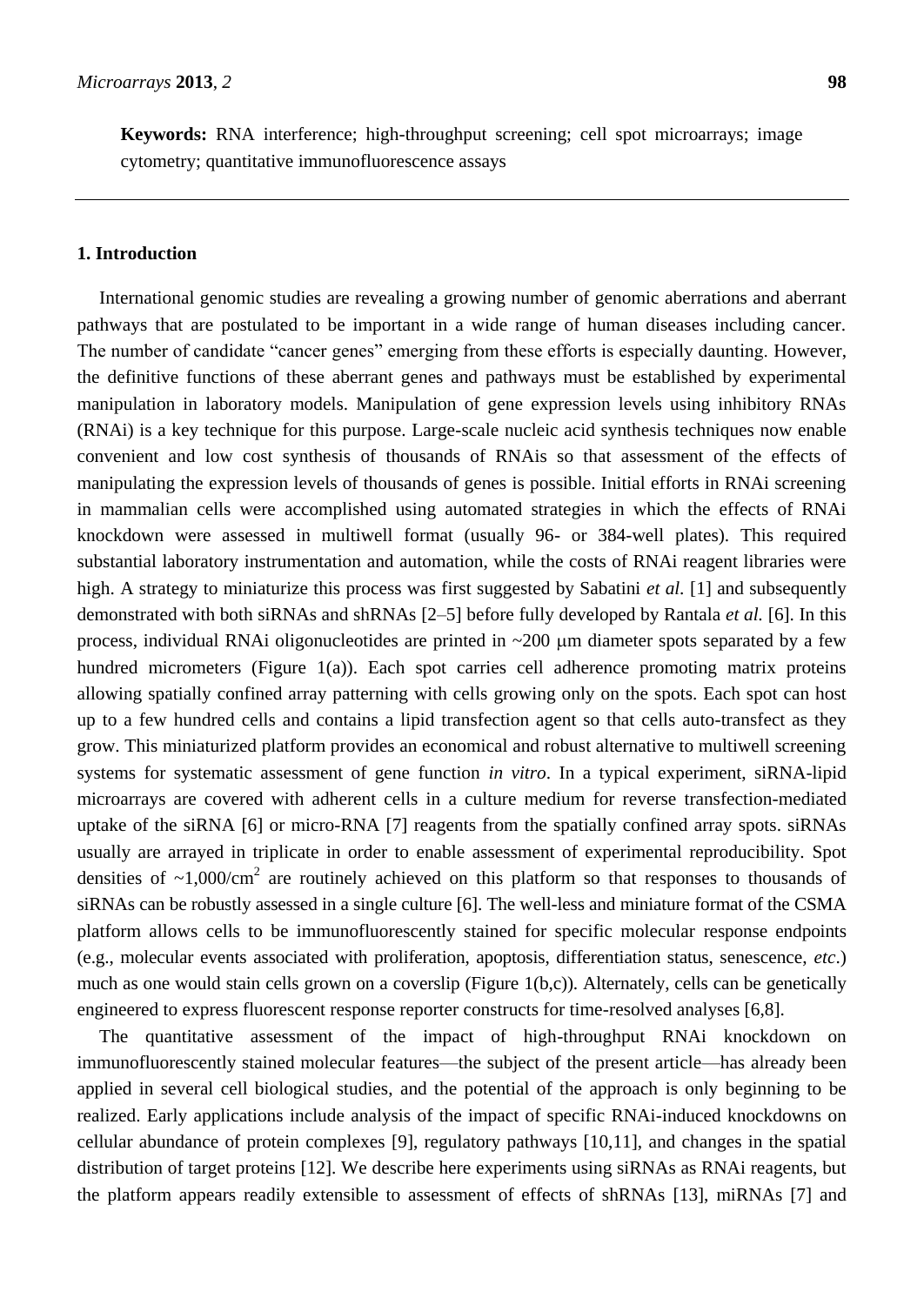**Keywords:** RNA interference; high-throughput screening; cell spot microarrays; image cytometry; quantitative immunofluorescence assays

## 1. Introduction

International genomic studies are revealing a growing number of genomic aberrations and aberrant pathways that are postulated to be important in a wide range of human diseases including cancer. The number of candidate "cancer genes" emerging from these efforts is especially daunting. However, the definitive functions of these aberrant genes and pathways must be established by experimental manipulation in laboratory models. Manipulation of gene expression levels using inhibitory RNAs (RNAi) is a key technique for this purpose. Large-scale nucleic acid synthesis techniques now enable convenient and low cost synthesis of thousands of RNAis so that assessment of the effects of manipulating the expression levels of thousands of genes is possible. Initial efforts in RNAi screening in mammalian cells were accomplished using automated strategies in which the effects of RNAi knockdown were assessed in multiwell format (usually 96- or 384-well plates). This required substantial laboratory instrumentation and automation, while the costs of RNAi reagent libraries were high. A strategy to miniaturize this process was first suggested by Sabatini *et al.* [1] and subsequently demonstrated with both siRNAs and shRNAs [2–5] before fully developed by Rantala *et al.* [6]. In this process, individual RNAi oligonucleotides are printed in ~200 μm diameter spots separated by a few hundred micrometers (Figure 1(a)). Each spot carries cell adherence promoting matrix proteins allowing spatially confined array patterning with cells growing only on the spots. Each spot can host up to a few hundred cells and contains a lipid transfection agent so that cells auto-transfect as they grow. This miniaturized platform provides an economical and robust alternative to multiwell screening systems for systematic assessment of gene function *in vitro*. In a typical experiment, siRNA-lipid microarrays are covered with adherent cells in a culture medium for reverse transfection-mediated uptake of the siRNA [6] or micro-RNA [7] reagents from the spatially confined array spots. siRNAs usually are arrayed in triplicate in order to enable assessment of experimental reproducibility. Spot densities of ~1,000/cm$^2$ are routinely achieved on this platform so that responses to thousands of siRNAs can be robustly assessed in a single culture [6]. The well-less and miniature format of the CSMA platform allows cells to be immunofluorescently stained for specific molecular response endpoints (e.g., molecular events associated with proliferation, apoptosis, differentiation status, senescence, *etc*.) much as one would stain cells grown on a coverslip (Figure 1(b,c)). Alternately, cells can be genetically engineered to express fluorescent response reporter constructs for time-resolved analyses [6,8].

The quantitative assessment of the impact of high-throughput RNAi knockdown on immunofluorescently stained molecular features—the subject of the present article—has already been applied in several cell biological studies, and the potential of the approach is only beginning to be realized. Early applications include analysis of the impact of specific RNAi-induced knockdowns on cellular abundance of protein complexes [9], regulatory pathways [10,11], and changes in the spatial distribution of target proteins [12]. We describe here experiments using siRNAs as RNAi reagents, but the platform appears readily extensible to assessment of effects of shRNAs [13], miRNAs [7] and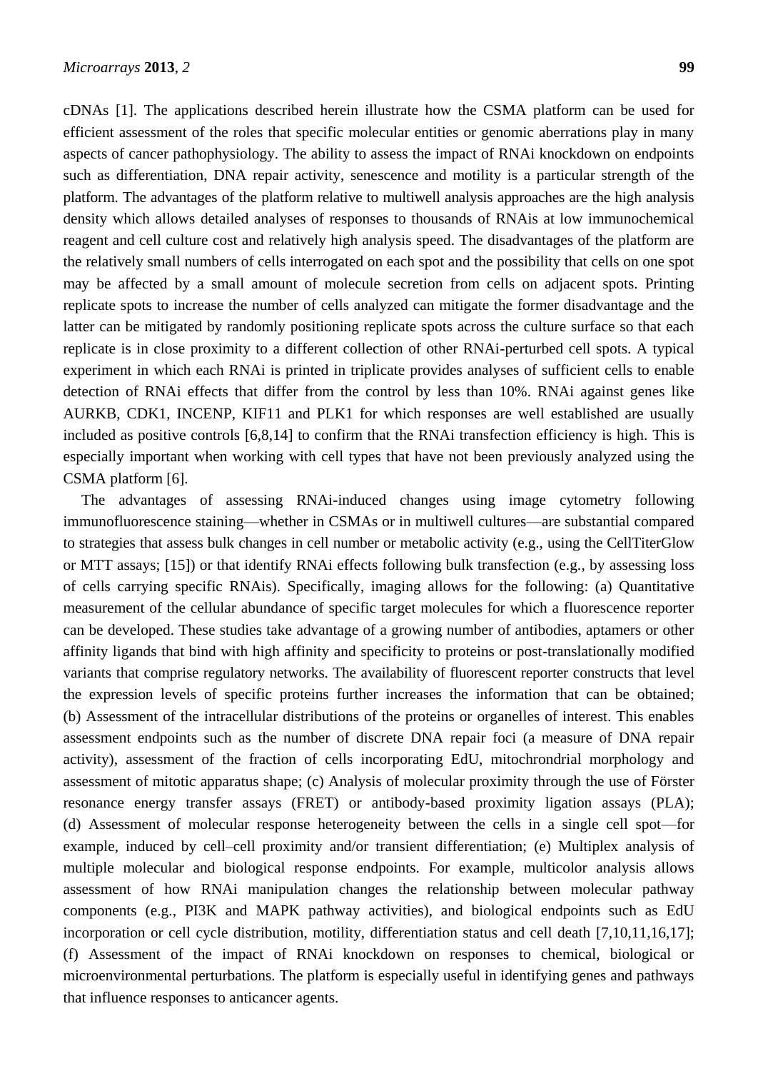cDNAs [1]. The applications described herein illustrate how the CSMA platform can be used for efficient assessment of the roles that specific molecular entities or genomic aberrations play in many aspects of cancer pathophysiology. The ability to assess the impact of RNAi knockdown on endpoints such as differentiation, DNA repair activity, senescence and motility is a particular strength of the platform. The advantages of the platform relative to multiwell analysis approaches are the high analysis density which allows detailed analyses of responses to thousands of RNAis at low immunochemical reagent and cell culture cost and relatively high analysis speed. The disadvantages of the platform are the relatively small numbers of cells interrogated on each spot and the possibility that cells on one spot may be affected by a small amount of molecule secretion from cells on adjacent spots. Printing replicate spots to increase the number of cells analyzed can mitigate the former disadvantage and the latter can be mitigated by randomly positioning replicate spots across the culture surface so that each replicate is in close proximity to a different collection of other RNAi-perturbed cell spots. A typical experiment in which each RNAi is printed in triplicate provides analyses of sufficient cells to enable detection of RNAi effects that differ from the control by less than 10%. RNAi against genes like AURKB, CDK1, INCENP, KIF11 and PLK1 for which responses are well established are usually included as positive controls [6,8,14] to confirm that the RNAi transfection efficiency is high. This is especially important when working with cell types that have not been previously analyzed using the CSMA platform [6].

The advantages of assessing RNAi-induced changes using image cytometry following immunofluorescence staining—whether in CSMAs or in multiwell cultures—are substantial compared to strategies that assess bulk changes in cell number or metabolic activity (e.g., using the CellTiterGlow or MTT assays; [15]) or that identify RNAi effects following bulk transfection (e.g., by assessing loss of cells carrying specific RNAis). Specifically, imaging allows for the following: (a) Quantitative measurement of the cellular abundance of specific target molecules for which a fluorescence reporter can be developed. These studies take advantage of a growing number of antibodies, aptamers or other affinity ligands that bind with high affinity and specificity to proteins or post-translationally modified variants that comprise regulatory networks. The availability of fluorescent reporter constructs that level the expression levels of specific proteins further increases the information that can be obtained; (b) Assessment of the intracellular distributions of the proteins or organelles of interest. This enables assessment endpoints such as the number of discrete DNA repair foci (a measure of DNA repair activity), assessment of the fraction of cells incorporating EdU, mitochrondrial morphology and assessment of mitotic apparatus shape; (c) Analysis of molecular proximity through the use of Förster resonance energy transfer assays (FRET) or antibody-based proximity ligation assays (PLA); (d) Assessment of molecular response heterogeneity between the cells in a single cell spot—for example, induced by cell–cell proximity and/or transient differentiation; (e) Multiplex analysis of multiple molecular and biological response endpoints. For example, multicolor analysis allows assessment of how RNAi manipulation changes the relationship between molecular pathway components (e.g., PI3K and MAPK pathway activities), and biological endpoints such as EdU incorporation or cell cycle distribution, motility, differentiation status and cell death [7,10,11,16,17]; (f) Assessment of the impact of RNAi knockdown on responses to chemical, biological or microenvironmental perturbations. The platform is especially useful in identifying genes and pathways that influence responses to anticancer agents.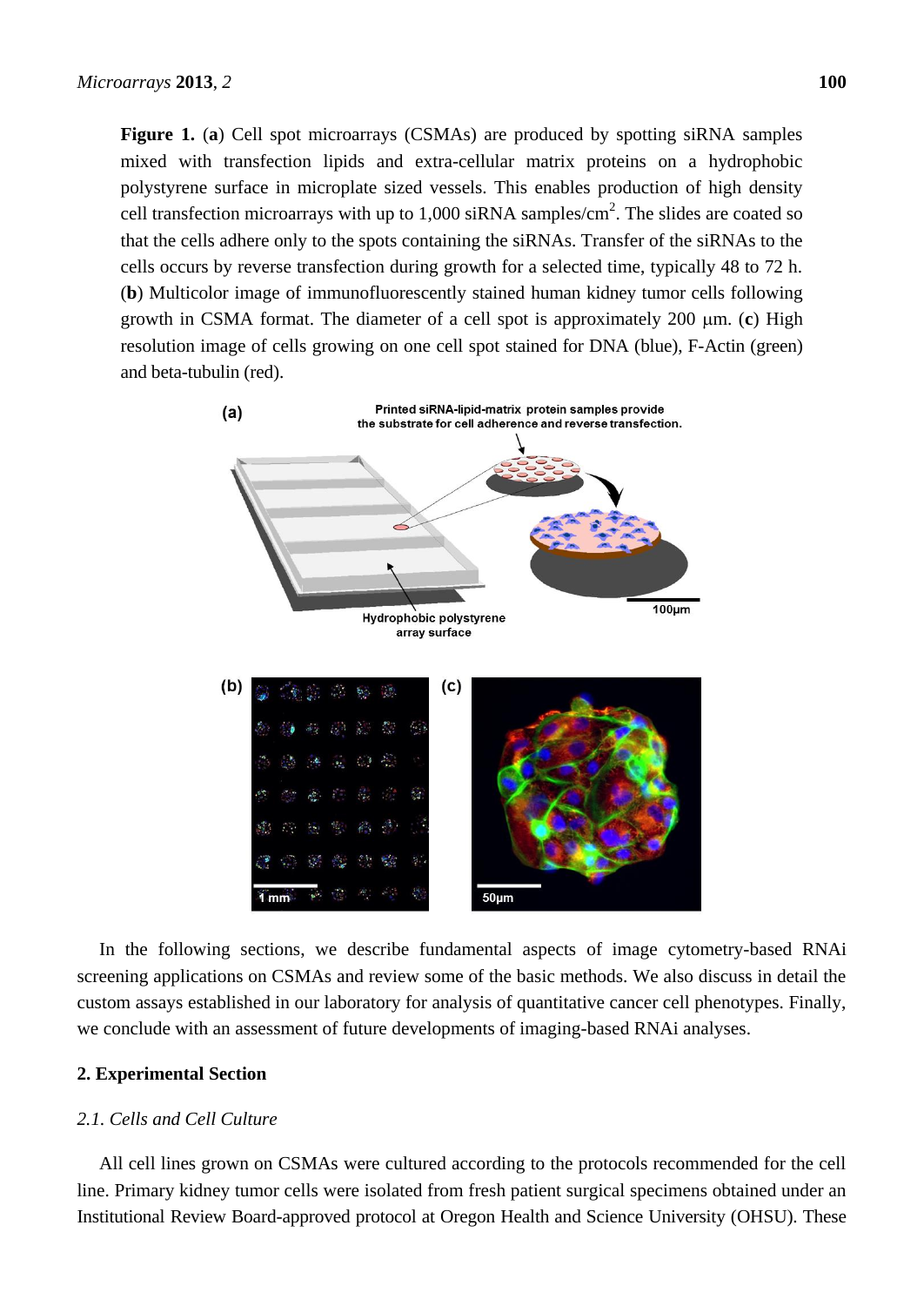**Figure 1.** (**a**) Cell spot microarrays (CSMAs) are produced by spotting siRNA samples mixed with transfection lipids and extra-cellular matrix proteins on a hydrophobic polystyrene surface in microplate sized vessels. This enables production of high density cell transfection microarrays with up to 1,000 siRNA samples/cm$^2$. The slides are coated so that the cells adhere only to the spots containing the siRNAs. Transfer of the siRNAs to the cells occurs by reverse transfection during growth for a selected time, typically 48 to 72 h. (**b**) Multicolor image of immunofluorescently stained human kidney tumor cells following growth in CSMA format. The diameter of a cell spot is approximately 200 µm. (**c**) High resolution image of cells growing on one cell spot stained for DNA (blue), F-Actin (green) and beta-tubulin (red).

In the following sections, we describe fundamental aspects of image cytometry-based RNAi screening applications on CSMAs and review some of the basic methods. We also discuss in detail the custom assays established in our laboratory for analysis of quantitative cancer cell phenotypes. Finally, we conclude with an assessment of future developments of imaging-based RNAi analyses.

## 2. Experimental Section

### *2.1. Cells and Cell Culture*

All cell lines grown on CSMAs were cultured according to the protocols recommended for the cell line. Primary kidney tumor cells were isolated from fresh patient surgical specimens obtained under an Institutional Review Board-approved protocol at Oregon Health and Science University (OHSU). These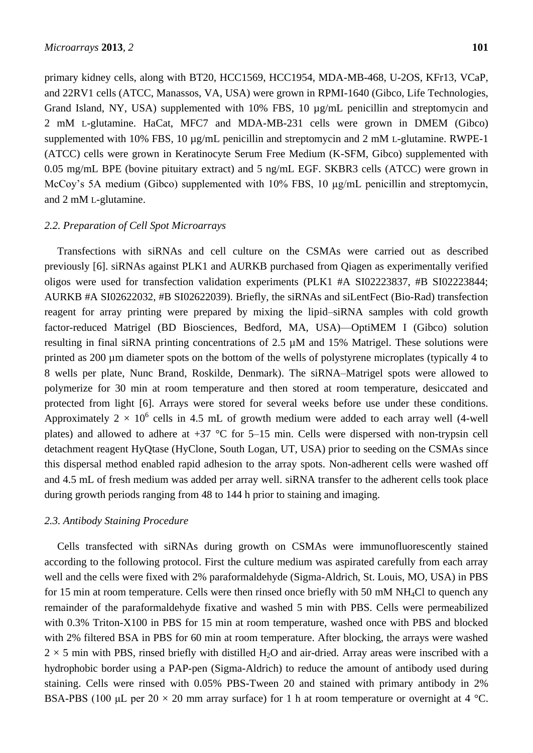primary kidney cells, along with BT20, HCC1569, HCC1954, MDA-MB-468, U-2OS, KFr13, VCaP, and 22RV1 cells (ATCC, Manassos, VA, USA) were grown in RPMI-1640 (Gibco, Life Technologies, Grand Island, NY, USA) supplemented with 10% FBS, 10 µg/mL penicillin and streptomycin and 2 mM L-glutamine. HaCat, MFC7 and MDA-MB-231 cells were grown in DMEM (Gibco) supplemented with 10% FBS, 10 µg/mL penicillin and streptomycin and 2 mM L-glutamine. RWPE-1 (ATCC) cells were grown in Keratinocyte Serum Free Medium (K-SFM, Gibco) supplemented with 0.05 mg/mL BPE (bovine pituitary extract) and 5 ng/mL EGF. SKBR3 cells (ATCC) were grown in McCoy's 5A medium (Gibco) supplemented with 10% FBS, 10 µg/mL penicillin and streptomycin, and 2 mM L-glutamine.

### 2.2. Preparation of Cell Spot Microarrays

Transfections with siRNAs and cell culture on the CSMAs were carried out as described previously [6]. siRNAs against PLK1 and AURKB purchased from Qiagen as experimentally verified oligos were used for transfection validation experiments (PLK1 #A SI02223837, #B SI02223844; AURKB #A SI02622032, #B SI02622039). Briefly, the siRNAs and siLentFect (Bio-Rad) transfection reagent for array printing were prepared by mixing the lipid–siRNA samples with cold growth factor-reduced Matrigel (BD Biosciences, Bedford, MA, USA)—OptiMEM I (Gibco) solution resulting in final siRNA printing concentrations of 2.5 µM and 15% Matrigel. These solutions were printed as 200 µm diameter spots on the bottom of the wells of polystyrene microplates (typically 4 to 8 wells per plate, Nunc Brand, Roskilde, Denmark). The siRNA–Matrigel spots were allowed to polymerize for 30 min at room temperature and then stored at room temperature, desiccated and protected from light [6]. Arrays were stored for several weeks before use under these conditions. Approximately $2 \times 10^6$ cells in 4.5 mL of growth medium were added to each array well (4-well plates) and allowed to adhere at +37 °C for 5–15 min. Cells were dispersed with non-trypsin cell detachment reagent HyQtase (HyClone, South Logan, UT, USA) prior to seeding on the CSMAs since this dispersal method enabled rapid adhesion to the array spots. Non-adherent cells were washed off and 4.5 mL of fresh medium was added per array well. siRNA transfer to the adherent cells took place during growth periods ranging from 48 to 144 h prior to staining and imaging.

### 2.3. Antibody Staining Procedure

Cells transfected with siRNAs during growth on CSMAs were immunofluorescently stained according to the following protocol. First the culture medium was aspirated carefully from each array well and the cells were fixed with 2% paraformaldehyde (Sigma-Aldrich, St. Louis, MO, USA) in PBS for 15 min at room temperature. Cells were then rinsed once briefly with 50 mM $NH_4Cl$ to quench any remainder of the paraformaldehyde fixative and washed 5 min with PBS. Cells were permeabilized with 0.3% Triton-X100 in PBS for 15 min at room temperature, washed once with PBS and blocked with 2% filtered BSA in PBS for 60 min at room temperature. After blocking, the arrays were washed $2 \times 5$ min with PBS, rinsed briefly with distilled $H_2O$ and air-dried. Array areas were inscribed with a hydrophobic border using a PAP-pen (Sigma-Aldrich) to reduce the amount of antibody used during staining. Cells were rinsed with 0.05% PBS-Tween 20 and stained with primary antibody in 2% BSA-PBS (100 µL per $20 \times 20$ mm array surface) for 1 h at room temperature or overnight at 4 °C.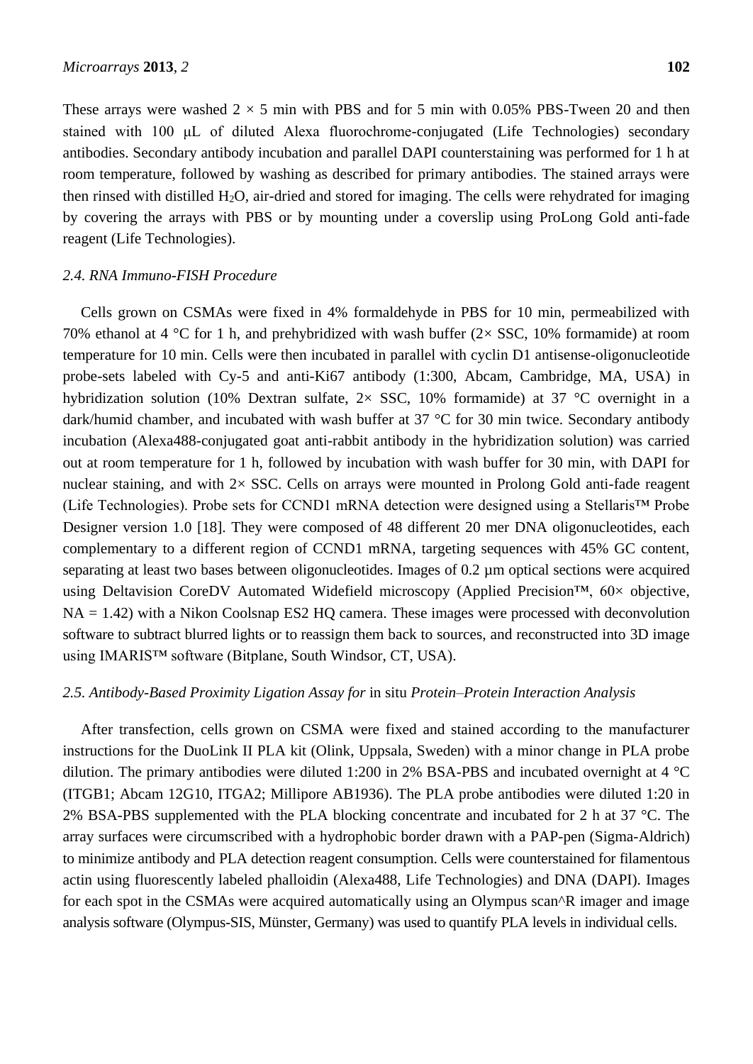These arrays were washed 2 × 5 min with PBS and for 5 min with 0.05% PBS-Tween 20 and then stained with 100 μL of diluted Alexa fluorochrome-conjugated (Life Technologies) secondary antibodies. Secondary antibody incubation and parallel DAPI counterstaining was performed for 1 h at room temperature, followed by washing as described for primary antibodies. The stained arrays were then rinsed with distilled $H_2O$, air-dried and stored for imaging. The cells were rehydrated for imaging by covering the arrays with PBS or by mounting under a coverslip using ProLong Gold anti-fade reagent (Life Technologies).

### *2.4. RNA Immuno-FISH Procedure*

Cells grown on CSMAs were fixed in 4% formaldehyde in PBS for 10 min, permeabilized with 70% ethanol at 4 °C for 1 h, and prehybridized with wash buffer (2× SSC, 10% formamide) at room temperature for 10 min. Cells were then incubated in parallel with cyclin D1 antisense-oligonucleotide probe-sets labeled with Cy-5 and anti-Ki67 antibody (1:300, Abcam, Cambridge, MA, USA) in hybridization solution (10% Dextran sulfate, 2× SSC, 10% formamide) at 37 °C overnight in a dark/humid chamber, and incubated with wash buffer at 37 °C for 30 min twice. Secondary antibody incubation (Alexa488-conjugated goat anti-rabbit antibody in the hybridization solution) was carried out at room temperature for 1 h, followed by incubation with wash buffer for 30 min, with DAPI for nuclear staining, and with 2× SSC. Cells on arrays were mounted in Prolong Gold anti-fade reagent (Life Technologies). Probe sets for CCND1 mRNA detection were designed using a Stellaris™ Probe Designer version 1.0 [18]. They were composed of 48 different 20 mer DNA oligonucleotides, each complementary to a different region of CCND1 mRNA, targeting sequences with 45% GC content, separating at least two bases between oligonucleotides. Images of 0.2 μm optical sections were acquired using Deltavision CoreDV Automated Widefield microscopy (Applied Precision™, 60× objective, NA = 1.42) with a Nikon Coolsnap ES2 HQ camera. These images were processed with deconvolution software to subtract blurred lights or to reassign them back to sources, and reconstructed into 3D image using IMARIS™ software (Bitplane, South Windsor, CT, USA).

### *2.5. Antibody-Based Proximity Ligation Assay for* in situ *Protein–Protein Interaction Analysis*

After transfection, cells grown on CSMA were fixed and stained according to the manufacturer instructions for the DuoLink II PLA kit (Olink, Uppsala, Sweden) with a minor change in PLA probe dilution. The primary antibodies were diluted 1:200 in 2% BSA-PBS and incubated overnight at 4 °C (ITGB1; Abcam 12G10, ITGA2; Millipore AB1936). The PLA probe antibodies were diluted 1:20 in 2% BSA-PBS supplemented with the PLA blocking concentrate and incubated for 2 h at 37 °C. The array surfaces were circumscribed with a hydrophobic border drawn with a PAP-pen (Sigma-Aldrich) to minimize antibody and PLA detection reagent consumption. Cells were counterstained for filamentous actin using fluorescently labeled phalloidin (Alexa488, Life Technologies) and DNA (DAPI). Images for each spot in the CSMAs were acquired automatically using an Olympus scan^R imager and image analysis software (Olympus-SIS, Münster, Germany) was used to quantify PLA levels in individual cells.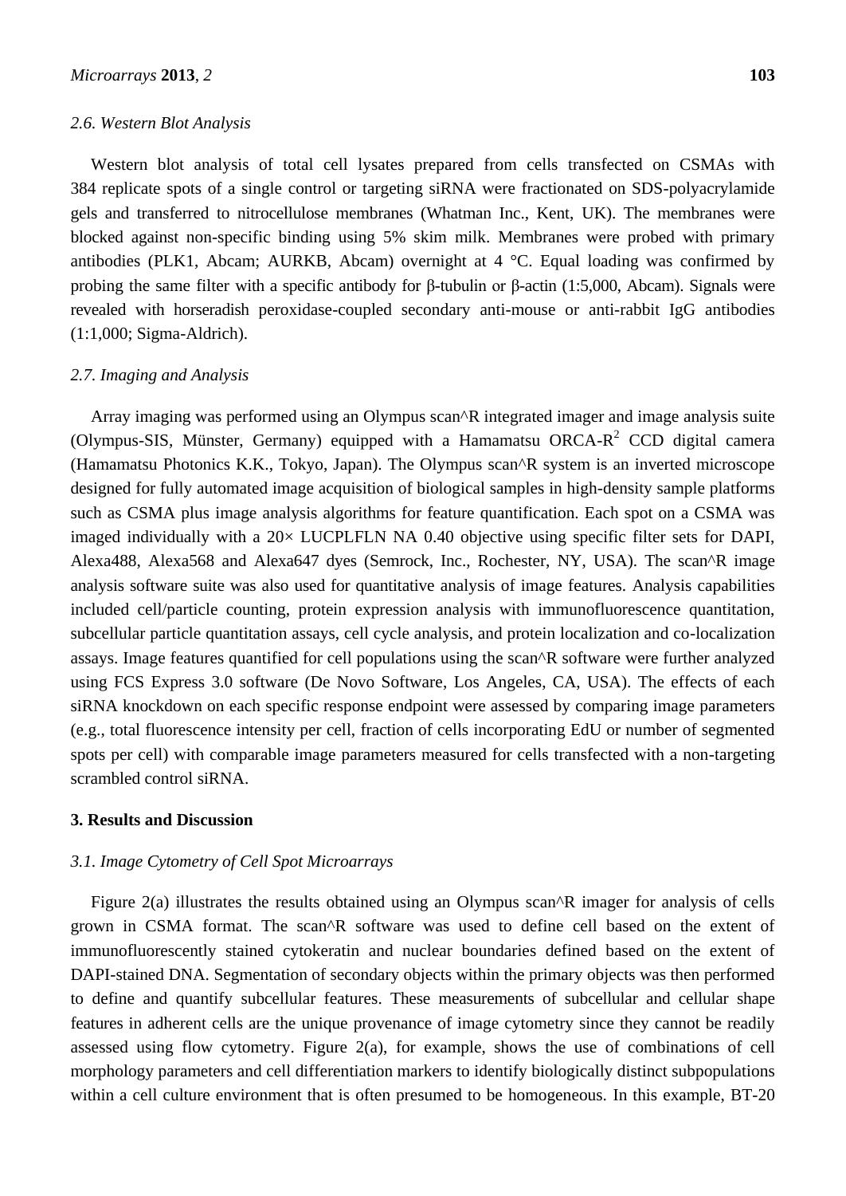### 2.6. Western Blot Analysis

Western blot analysis of total cell lysates prepared from cells transfected on CSMAs with 384 replicate spots of a single control or targeting siRNA were fractionated on SDS-polyacrylamide gels and transferred to nitrocellulose membranes (Whatman Inc., Kent, UK). The membranes were blocked against non-specific binding using 5% skim milk. Membranes were probed with primary antibodies (PLK1, Abcam; AURKB, Abcam) overnight at 4 °C. Equal loading was confirmed by probing the same filter with a specific antibody for β-tubulin or β-actin (1:5,000, Abcam). Signals were revealed with horseradish peroxidase-coupled secondary anti-mouse or anti-rabbit IgG antibodies (1:1,000; Sigma-Aldrich).

### 2.7. Imaging and Analysis

Array imaging was performed using an Olympus scan^R integrated imager and image analysis suite (Olympus-SIS, Münster, Germany) equipped with a Hamamatsu ORCA-$R^2$ CCD digital camera (Hamamatsu Photonics K.K., Tokyo, Japan). The Olympus scan^R system is an inverted microscope designed for fully automated image acquisition of biological samples in high-density sample platforms such as CSMA plus image analysis algorithms for feature quantification. Each spot on a CSMA was imaged individually with a 20× LUCPLFLN NA 0.40 objective using specific filter sets for DAPI, Alexa488, Alexa568 and Alexa647 dyes (Semrock, Inc., Rochester, NY, USA). The scan^R image analysis software suite was also used for quantitative analysis of image features. Analysis capabilities included cell/particle counting, protein expression analysis with immunofluorescence quantitation, subcellular particle quantitation assays, cell cycle analysis, and protein localization and co-localization assays. Image features quantified for cell populations using the scan^R software were further analyzed using FCS Express 3.0 software (De Novo Software, Los Angeles, CA, USA). The effects of each siRNA knockdown on each specific response endpoint were assessed by comparing image parameters (e.g., total fluorescence intensity per cell, fraction of cells incorporating EdU or number of segmented spots per cell) with comparable image parameters measured for cells transfected with a non-targeting scrambled control siRNA.

## 3. Results and Discussion

### 3.1. Image Cytometry of Cell Spot Microarrays

Figure 2(a) illustrates the results obtained using an Olympus scan^R imager for analysis of cells grown in CSMA format. The scan^R software was used to define cell based on the extent of immunofluorescently stained cytokeratin and nuclear boundaries defined based on the extent of DAPI-stained DNA. Segmentation of secondary objects within the primary objects was then performed to define and quantify subcellular features. These measurements of subcellular and cellular shape features in adherent cells are the unique provenance of image cytometry since they cannot be readily assessed using flow cytometry. Figure 2(a), for example, shows the use of combinations of cell morphology parameters and cell differentiation markers to identify biologically distinct subpopulations within a cell culture environment that is often presumed to be homogeneous. In this example, BT-20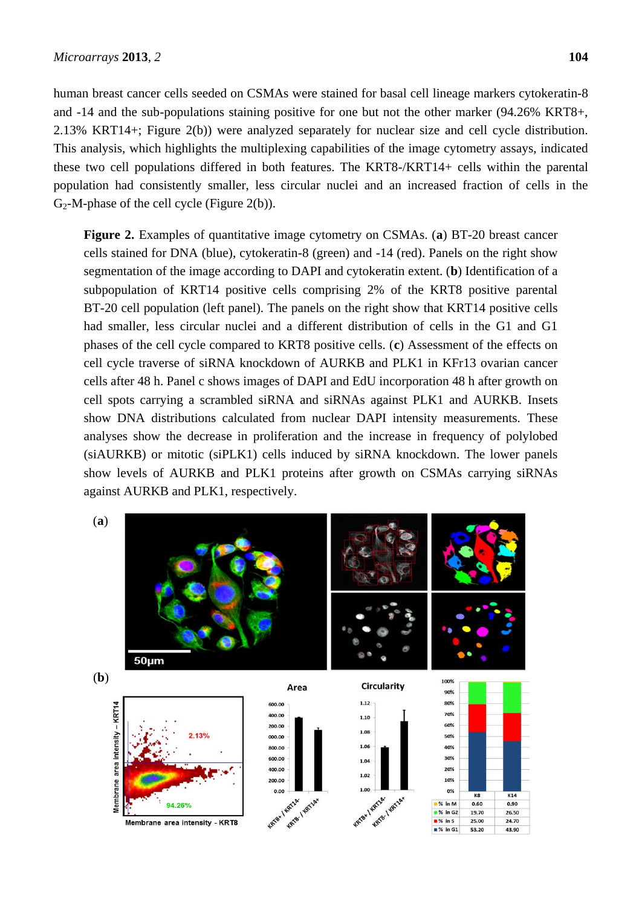human breast cancer cells seeded on CSMAs were stained for basal cell lineage markers cytokeratin-8 and -14 and the sub-populations staining positive for one but not the other marker (94.26% KRT8+, 2.13% KRT14+; Figure 2(b)) were analyzed separately for nuclear size and cell cycle distribution. This analysis, which highlights the multiplexing capabilities of the image cytometry assays, indicated these two cell populations differed in both features. The KRT8-/KRT14+ cells within the parental population had consistently smaller, less circular nuclei and an increased fraction of cells in the $G_2$-M-phase of the cell cycle (Figure 2(b)).

**Figure 2.** Examples of quantitative image cytometry on CSMAs. (**a**) BT-20 breast cancer cells stained for DNA (blue), cytokeratin-8 (green) and -14 (red). Panels on the right show segmentation of the image according to DAPI and cytokeratin extent. (**b**) Identification of a subpopulation of KRT14 positive cells comprising 2% of the KRT8 positive parental BT-20 cell population (left panel). The panels on the right show that KRT14 positive cells had smaller, less circular nuclei and a different distribution of cells in the G1 and G1 phases of the cell cycle compared to KRT8 positive cells. (**c**) Assessment of the effects on cell cycle traverse of siRNA knockdown of AURKB and PLK1 in KFr13 ovarian cancer cells after 48 h. Panel c shows images of DAPI and EdU incorporation 48 h after growth on cell spots carrying a scrambled siRNA and siRNAs against PLK1 and AURKB. Insets show DNA distributions calculated from nuclear DAPI intensity measurements. These analyses show the decrease in proliferation and the increase in frequency of polylobed (siAURKB) or mitotic (siPLK1) cells induced by siRNA knockdown. The lower panels show levels of AURKB and PLK1 proteins after growth on CSMAs carrying siRNAs against AURKB and PLK1, respectively.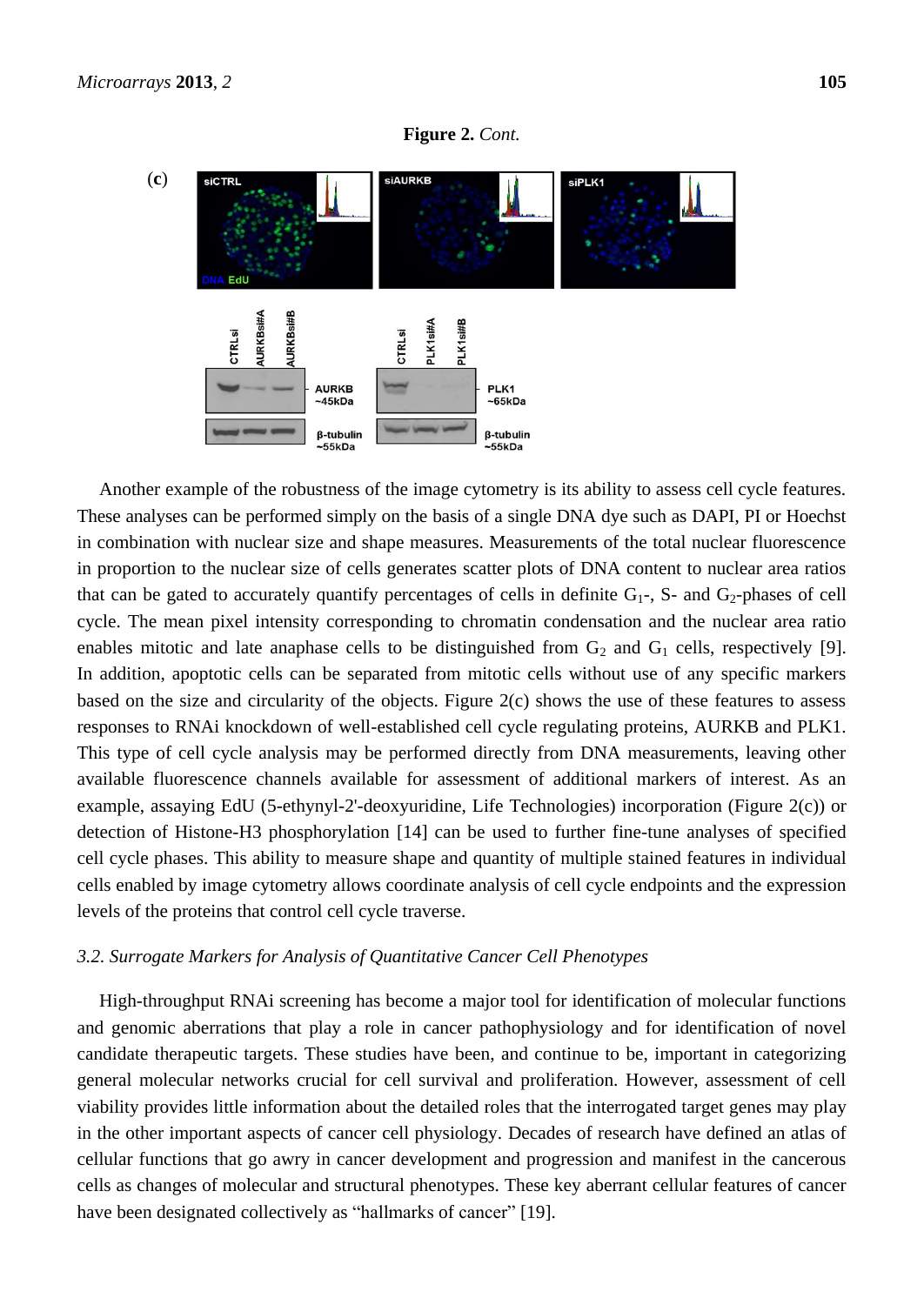**Figure 2.** *Cont.*

(c)

Another example of the robustness of the image cytometry is its ability to assess cell cycle features. These analyses can be performed simply on the basis of a single DNA dye such as DAPI, PI or Hoechst in combination with nuclear size and shape measures. Measurements of the total nuclear fluorescence in proportion to the nuclear size of cells generates scatter plots of DNA content to nuclear area ratios that can be gated to accurately quantify percentages of cells in definite $G_1$-, S- and $G_2$-phases of cell cycle. The mean pixel intensity corresponding to chromatin condensation and the nuclear area ratio enables mitotic and late anaphase cells to be distinguished from $G_2$ and $G_1$ cells, respectively [9]. In addition, apoptotic cells can be separated from mitotic cells without use of any specific markers based on the size and circularity of the objects. Figure 2(c) shows the use of these features to assess responses to RNAi knockdown of well-established cell cycle regulating proteins, AURKB and PLK1. This type of cell cycle analysis may be performed directly from DNA measurements, leaving other available fluorescence channels available for assessment of additional markers of interest. As an example, assaying EdU (5-ethynyl-2'-deoxyuridine, Life Technologies) incorporation (Figure 2(c)) or detection of Histone-H3 phosphorylation [14] can be used to further fine-tune analyses of specified cell cycle phases. This ability to measure shape and quantity of multiple stained features in individual cells enabled by image cytometry allows coordinate analysis of cell cycle endpoints and the expression levels of the proteins that control cell cycle traverse.

### *3.2. Surrogate Markers for Analysis of Quantitative Cancer Cell Phenotypes*

High-throughput RNAi screening has become a major tool for identification of molecular functions and genomic aberrations that play a role in cancer pathophysiology and for identification of novel candidate therapeutic targets. These studies have been, and continue to be, important in categorizing general molecular networks crucial for cell survival and proliferation. However, assessment of cell viability provides little information about the detailed roles that the interrogated target genes may play in the other important aspects of cancer cell physiology. Decades of research have defined an atlas of cellular functions that go awry in cancer development and progression and manifest in the cancerous cells as changes of molecular and structural phenotypes. These key aberrant cellular features of cancer have been designated collectively as "hallmarks of cancer" [19].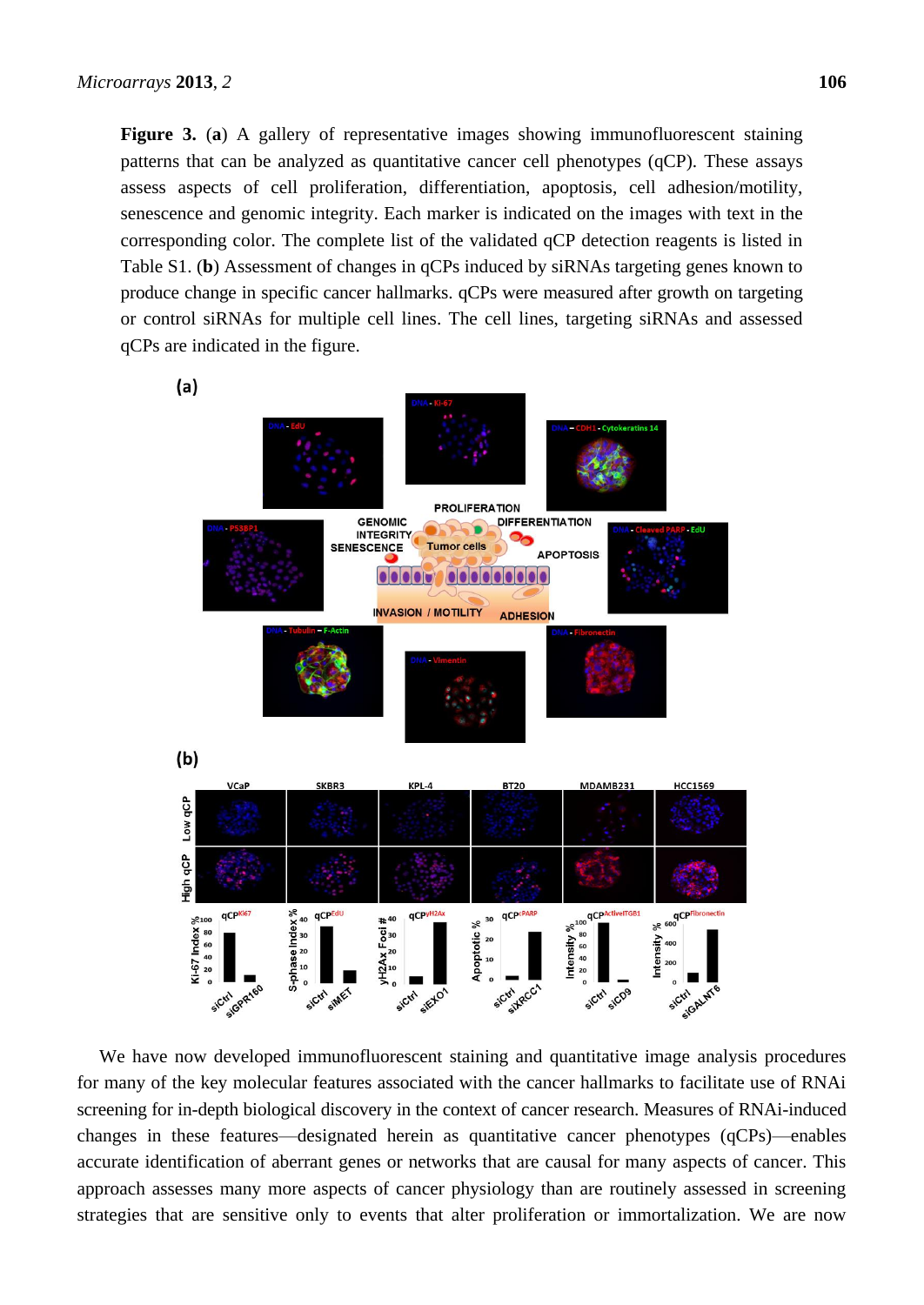**Figure 3.** (**a**) A gallery of representative images showing immunofluorescent staining patterns that can be analyzed as quantitative cancer cell phenotypes (qCP). These assays assess aspects of cell proliferation, differentiation, apoptosis, cell adhesion/motility, senescence and genomic integrity. Each marker is indicated on the images with text in the corresponding color. The complete list of the validated qCP detection reagents is listed in Table S1. (**b**) Assessment of changes in qCPs induced by siRNAs targeting genes known to produce change in specific cancer hallmarks. qCPs were measured after growth on targeting or control siRNAs for multiple cell lines. The cell lines, targeting siRNAs and assessed qCPs are indicated in the figure.

We have now developed immunofluorescent staining and quantitative image analysis procedures for many of the key molecular features associated with the cancer hallmarks to facilitate use of RNAi screening for in-depth biological discovery in the context of cancer research. Measures of RNAi-induced changes in these features—designated herein as quantitative cancer phenotypes (qCPs)—enables accurate identification of aberrant genes or networks that are causal for many aspects of cancer. This approach assesses many more aspects of cancer physiology than are routinely assessed in screening strategies that are sensitive only to events that alter proliferation or immortalization. We are now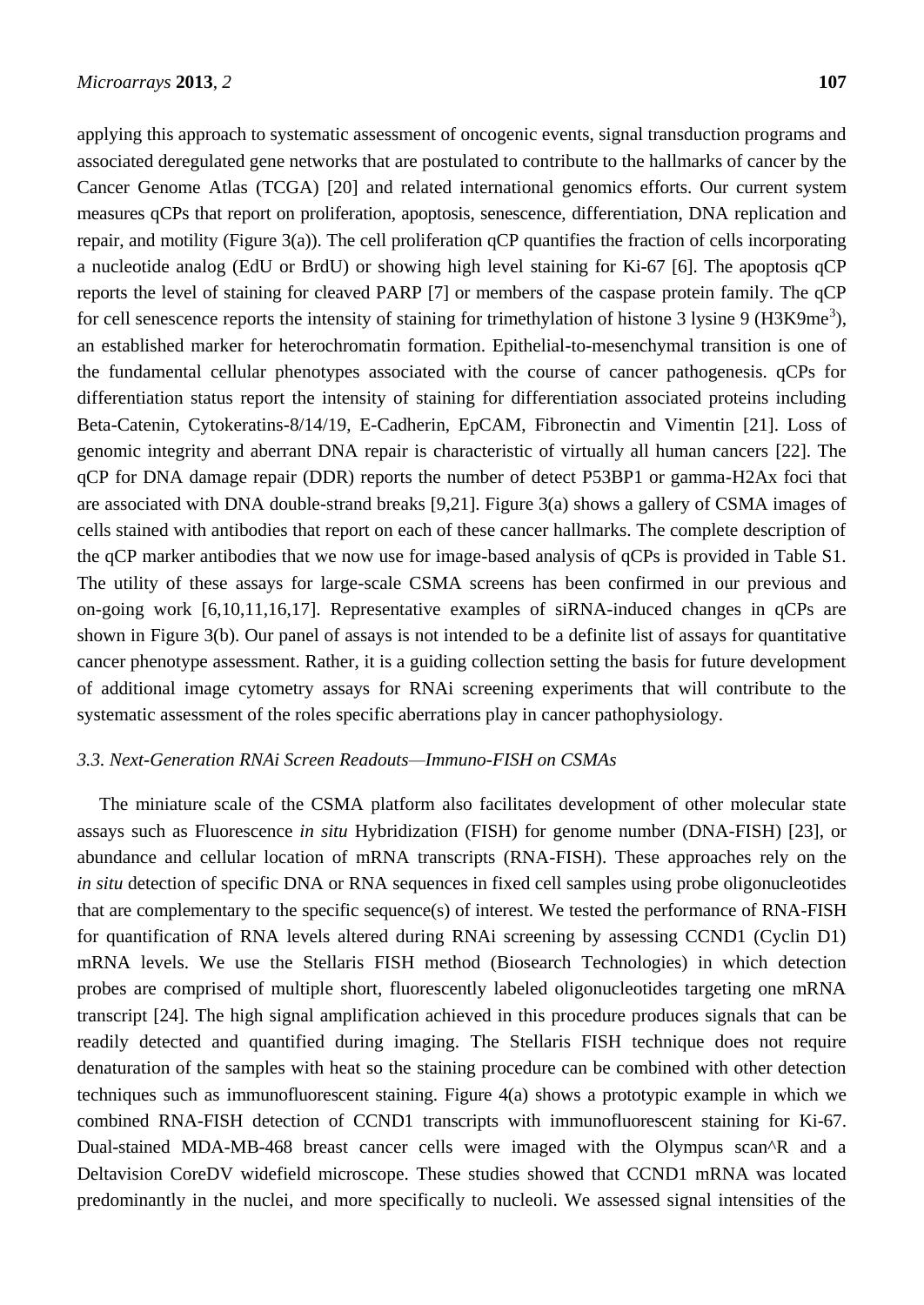applying this approach to systematic assessment of oncogenic events, signal transduction programs and associated deregulated gene networks that are postulated to contribute to the hallmarks of cancer by the Cancer Genome Atlas (TCGA) [20] and related international genomics efforts. Our current system measures qCPs that report on proliferation, apoptosis, senescence, differentiation, DNA replication and repair, and motility (Figure 3(a)). The cell proliferation qCP quantifies the fraction of cells incorporating a nucleotide analog (EdU or BrdU) or showing high level staining for Ki-67 [6]. The apoptosis qCP reports the level of staining for cleaved PARP [7] or members of the caspase protein family. The qCP for cell senescence reports the intensity of staining for trimethylation of histone 3 lysine 9 ($H3K9me^3$), an established marker for heterochromatin formation. Epithelial-to-mesenchymal transition is one of the fundamental cellular phenotypes associated with the course of cancer pathogenesis. qCPs for differentiation status report the intensity of staining for differentiation associated proteins including Beta-Catenin, Cytokeratins-8/14/19, E-Cadherin, EpCAM, Fibronectin and Vimentin [21]. Loss of genomic integrity and aberrant DNA repair is characteristic of virtually all human cancers [22]. The qCP for DNA damage repair (DDR) reports the number of detect P53BP1 or gamma-H2Ax foci that are associated with DNA double-strand breaks [9,21]. Figure 3(a) shows a gallery of CSMA images of cells stained with antibodies that report on each of these cancer hallmarks. The complete description of the qCP marker antibodies that we now use for image-based analysis of qCPs is provided in Table S1. The utility of these assays for large-scale CSMA screens has been confirmed in our previous and on-going work [6,10,11,16,17]. Representative examples of siRNA-induced changes in qCPs are shown in Figure 3(b). Our panel of assays is not intended to be a definite list of assays for quantitative cancer phenotype assessment. Rather, it is a guiding collection setting the basis for future development of additional image cytometry assays for RNAi screening experiments that will contribute to the systematic assessment of the roles specific aberrations play in cancer pathophysiology.

### *3.3. Next-Generation RNAi Screen Readouts—Immuno-FISH on CSMAs*

The miniature scale of the CSMA platform also facilitates development of other molecular state assays such as Fluorescence *in situ* Hybridization (FISH) for genome number (DNA-FISH) [23], or abundance and cellular location of mRNA transcripts (RNA-FISH). These approaches rely on the *in situ* detection of specific DNA or RNA sequences in fixed cell samples using probe oligonucleotides that are complementary to the specific sequence(s) of interest. We tested the performance of RNA-FISH for quantification of RNA levels altered during RNAi screening by assessing CCND1 (Cyclin D1) mRNA levels. We use the Stellaris FISH method (Biosearch Technologies) in which detection probes are comprised of multiple short, fluorescently labeled oligonucleotides targeting one mRNA transcript [24]. The high signal amplification achieved in this procedure produces signals that can be readily detected and quantified during imaging. The Stellaris FISH technique does not require denaturation of the samples with heat so the staining procedure can be combined with other detection techniques such as immunofluorescent staining. Figure 4(a) shows a prototypic example in which we combined RNA-FISH detection of CCND1 transcripts with immunofluorescent staining for Ki-67. Dual-stained MDA-MB-468 breast cancer cells were imaged with the Olympus scan^R and a Deltavision CoreDV widefield microscope. These studies showed that CCND1 mRNA was located predominantly in the nuclei, and more specifically to nucleoli. We assessed signal intensities of the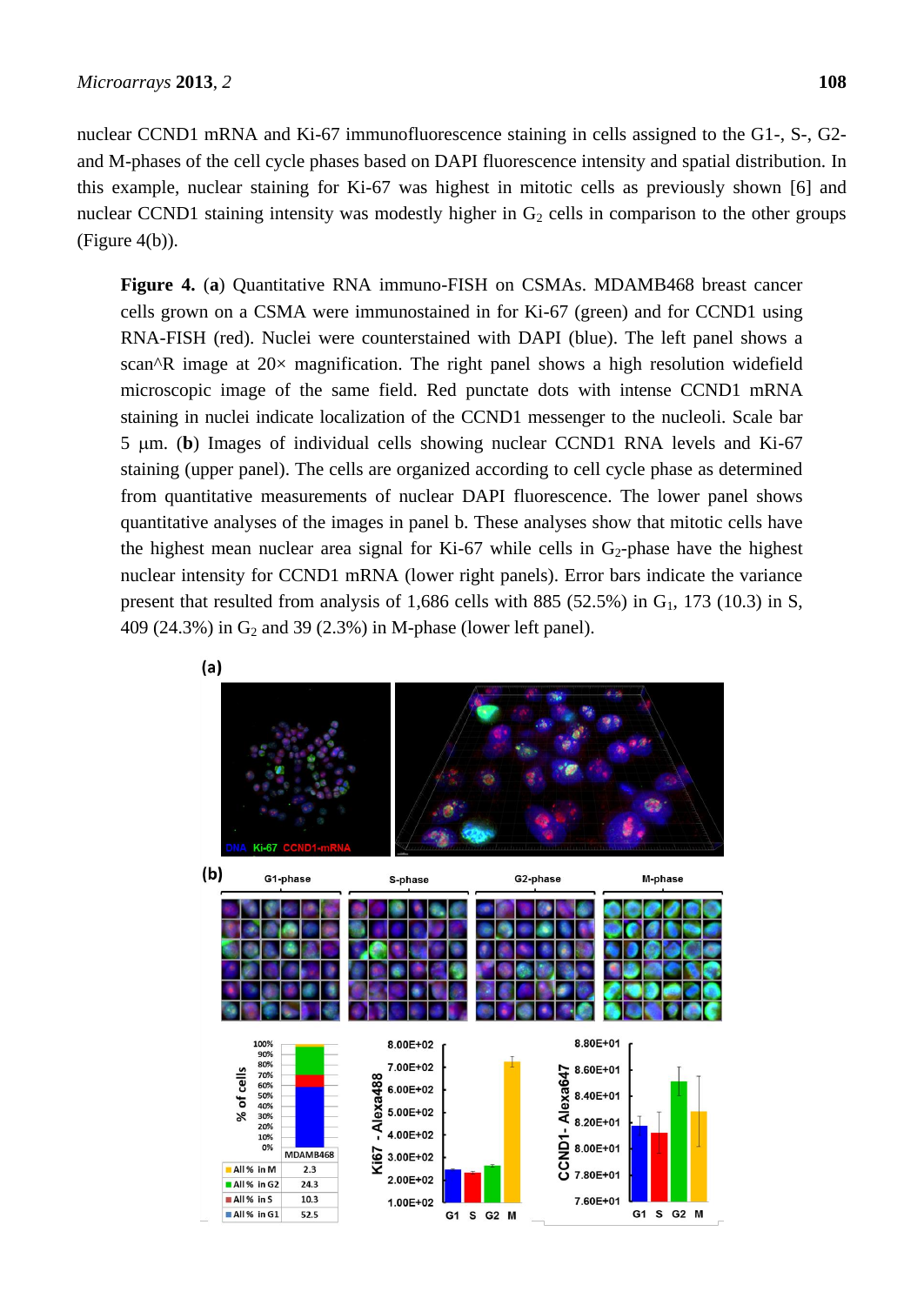nuclear CCND1 mRNA and Ki-67 immunofluorescence staining in cells assigned to the G1-, S-, G2- and M-phases of the cell cycle phases based on DAPI fluorescence intensity and spatial distribution. In this example, nuclear staining for Ki-67 was highest in mitotic cells as previously shown [6] and nuclear CCND1 staining intensity was modestly higher in $G_2$ cells in comparison to the other groups (Figure 4(b)).

**Figure 4.** (**a**) Quantitative RNA immuno-FISH on CSMAs. MDAMB468 breast cancer cells grown on a CSMA were immunostained in for Ki-67 (green) and for CCND1 using RNA-FISH (red). Nuclei were counterstained with DAPI (blue). The left panel shows a scan^R image at 20× magnification. The right panel shows a high resolution widefield microscopic image of the same field. Red punctate dots with intense CCND1 mRNA staining in nuclei indicate localization of the CCND1 messenger to the nucleoli. Scale bar 5 μm. (**b**) Images of individual cells showing nuclear CCND1 RNA levels and Ki-67 staining (upper panel). The cells are organized according to cell cycle phase as determined from quantitative measurements of nuclear DAPI fluorescence. The lower panel shows quantitative analyses of the images in panel b. These analyses show that mitotic cells have the highest mean nuclear area signal for Ki-67 while cells in $G_2$-phase have the highest nuclear intensity for CCND1 mRNA (lower right panels). Error bars indicate the variance present that resulted from analysis of 1,686 cells with 885 (52.5%) in $G_1$, 173 (10.3) in S, 409 (24.3%) in $G_2$ and 39 (2.3%) in M-phase (lower left panel).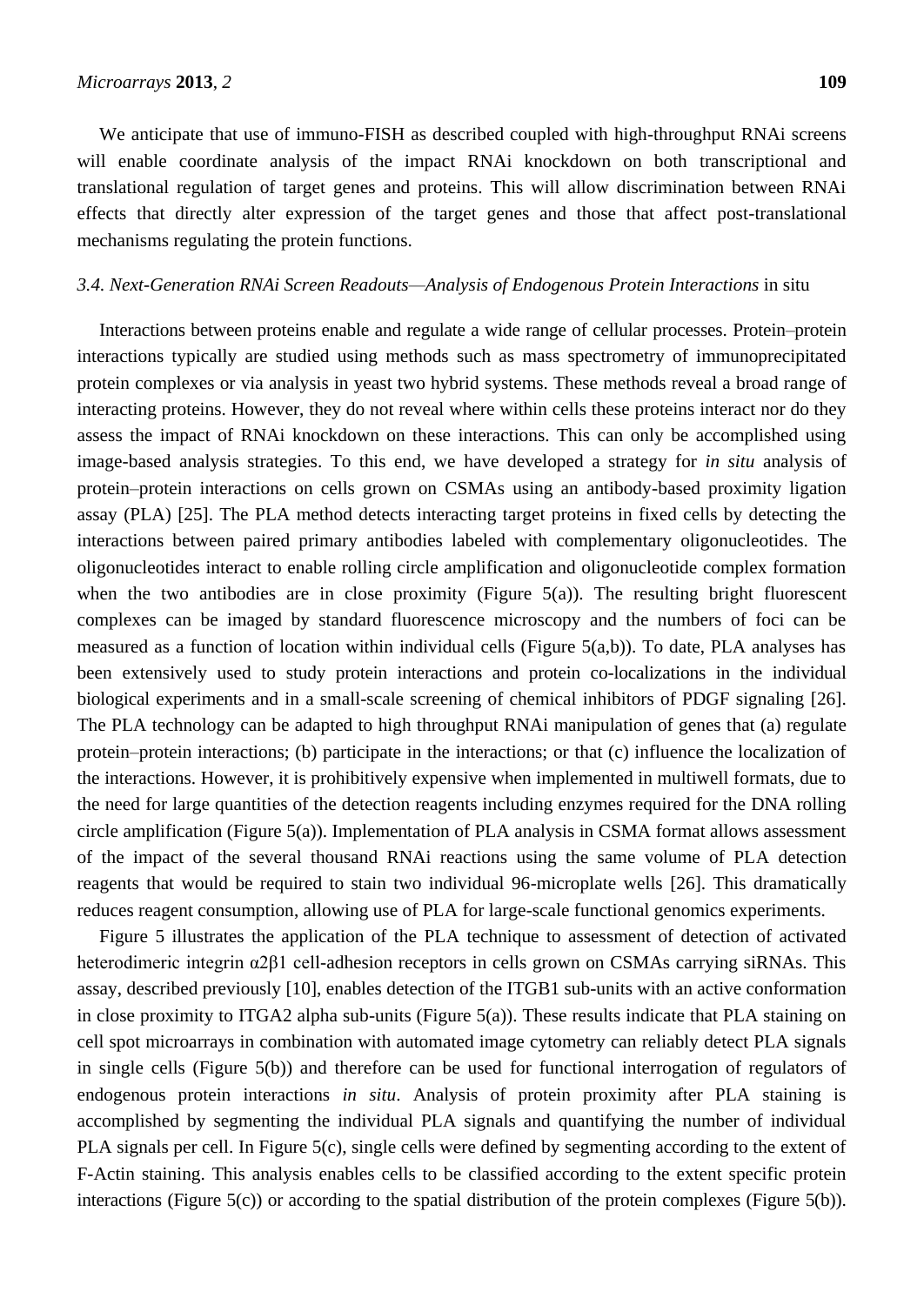We anticipate that use of immuno-FISH as described coupled with high-throughput RNAi screens will enable coordinate analysis of the impact RNAi knockdown on both transcriptional and translational regulation of target genes and proteins. This will allow discrimination between RNAi effects that directly alter expression of the target genes and those that affect post-translational mechanisms regulating the protein functions.

### *3.4. Next-Generation RNAi Screen Readouts—Analysis of Endogenous Protein Interactions* in situ

Interactions between proteins enable and regulate a wide range of cellular processes. Protein–protein interactions typically are studied using methods such as mass spectrometry of immunoprecipitated protein complexes or via analysis in yeast two hybrid systems. These methods reveal a broad range of interacting proteins. However, they do not reveal where within cells these proteins interact nor do they assess the impact of RNAi knockdown on these interactions. This can only be accomplished using image-based analysis strategies. To this end, we have developed a strategy for *in situ* analysis of protein–protein interactions on cells grown on CSMAs using an antibody-based proximity ligation assay (PLA) [25]. The PLA method detects interacting target proteins in fixed cells by detecting the interactions between paired primary antibodies labeled with complementary oligonucleotides. The oligonucleotides interact to enable rolling circle amplification and oligonucleotide complex formation when the two antibodies are in close proximity (Figure 5(a)). The resulting bright fluorescent complexes can be imaged by standard fluorescence microscopy and the numbers of foci can be measured as a function of location within individual cells (Figure 5(a,b)). To date, PLA analyses has been extensively used to study protein interactions and protein co-localizations in the individual biological experiments and in a small-scale screening of chemical inhibitors of PDGF signaling [26]. The PLA technology can be adapted to high throughput RNAi manipulation of genes that (a) regulate protein–protein interactions; (b) participate in the interactions; or that (c) influence the localization of the interactions. However, it is prohibitively expensive when implemented in multiwell formats, due to the need for large quantities of the detection reagents including enzymes required for the DNA rolling circle amplification (Figure 5(a)). Implementation of PLA analysis in CSMA format allows assessment of the impact of the several thousand RNAi reactions using the same volume of PLA detection reagents that would be required to stain two individual 96-microplate wells [26]. This dramatically reduces reagent consumption, allowing use of PLA for large-scale functional genomics experiments.

Figure 5 illustrates the application of the PLA technique to assessment of detection of activated heterodimeric integrin α2β1 cell-adhesion receptors in cells grown on CSMAs carrying siRNAs. This assay, described previously [10], enables detection of the ITGB1 sub-units with an active conformation in close proximity to ITGA2 alpha sub-units (Figure 5(a)). These results indicate that PLA staining on cell spot microarrays in combination with automated image cytometry can reliably detect PLA signals in single cells (Figure 5(b)) and therefore can be used for functional interrogation of regulators of endogenous protein interactions *in situ*. Analysis of protein proximity after PLA staining is accomplished by segmenting the individual PLA signals and quantifying the number of individual PLA signals per cell. In Figure 5(c), single cells were defined by segmenting according to the extent of F-Actin staining. This analysis enables cells to be classified according to the extent specific protein interactions (Figure 5(c)) or according to the spatial distribution of the protein complexes (Figure 5(b)).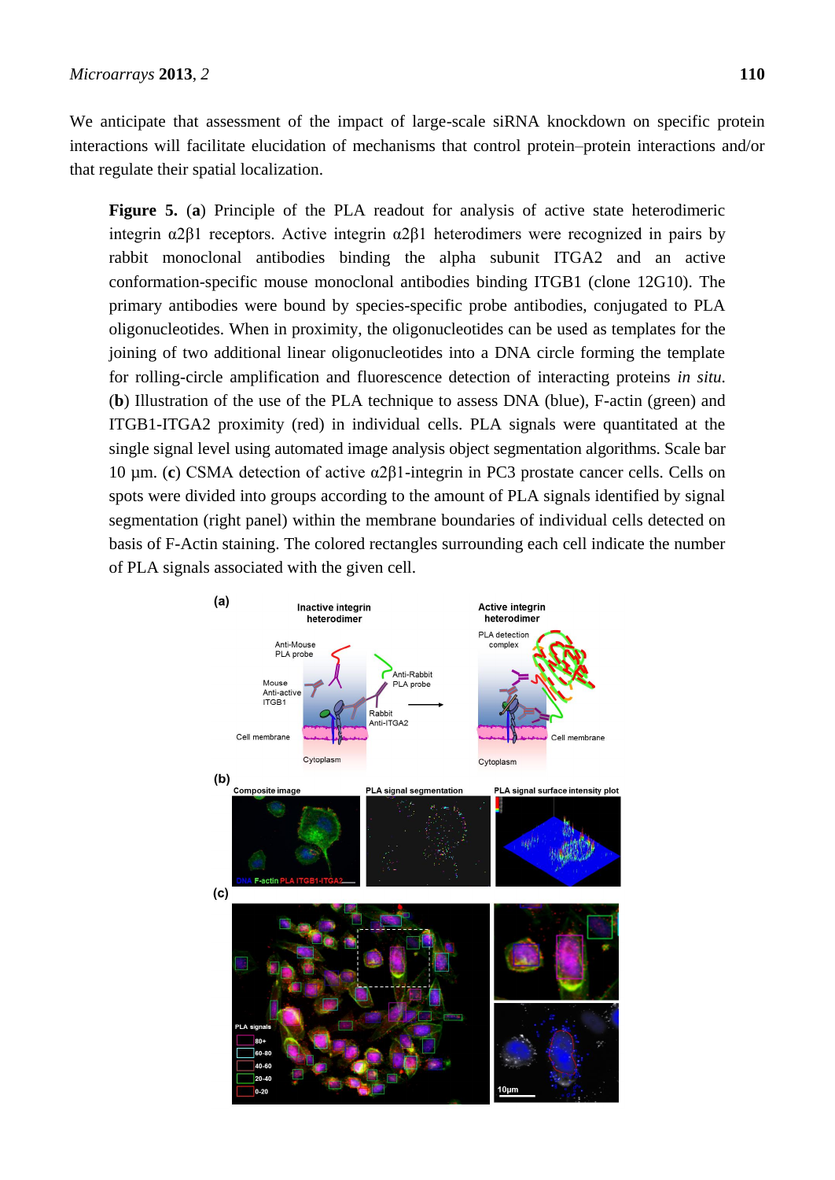We anticipate that assessment of the impact of large-scale siRNA knockdown on specific protein interactions will facilitate elucidation of mechanisms that control protein–protein interactions and/or that regulate their spatial localization.

**Figure 5.** (**a**) Principle of the PLA readout for analysis of active state heterodimeric integrin $\alpha 2\beta 1$ receptors. Active integrin $\alpha 2\beta 1$ heterodimers were recognized in pairs by rabbit monoclonal antibodies binding the alpha subunit ITGA2 and an active conformation-specific mouse monoclonal antibodies binding ITGB1 (clone 12G10). The primary antibodies were bound by species-specific probe antibodies, conjugated to PLA oligonucleotides. When in proximity, the oligonucleotides can be used as templates for the joining of two additional linear oligonucleotides into a DNA circle forming the template for rolling-circle amplification and fluorescence detection of interacting proteins *in situ*. (**b**) Illustration of the use of the PLA technique to assess DNA (blue), F-actin (green) and ITGB1-ITGA2 proximity (red) in individual cells. PLA signals were quantitated at the single signal level using automated image analysis object segmentation algorithms. Scale bar 10 µm. (**c**) CSMA detection of active $\alpha 2\beta 1$-integrin in PC3 prostate cancer cells. Cells on spots were divided into groups according to the amount of PLA signals identified by signal segmentation (right panel) within the membrane boundaries of individual cells detected on basis of F-Actin staining. The colored rectangles surrounding each cell indicate the number of PLA signals associated with the given cell.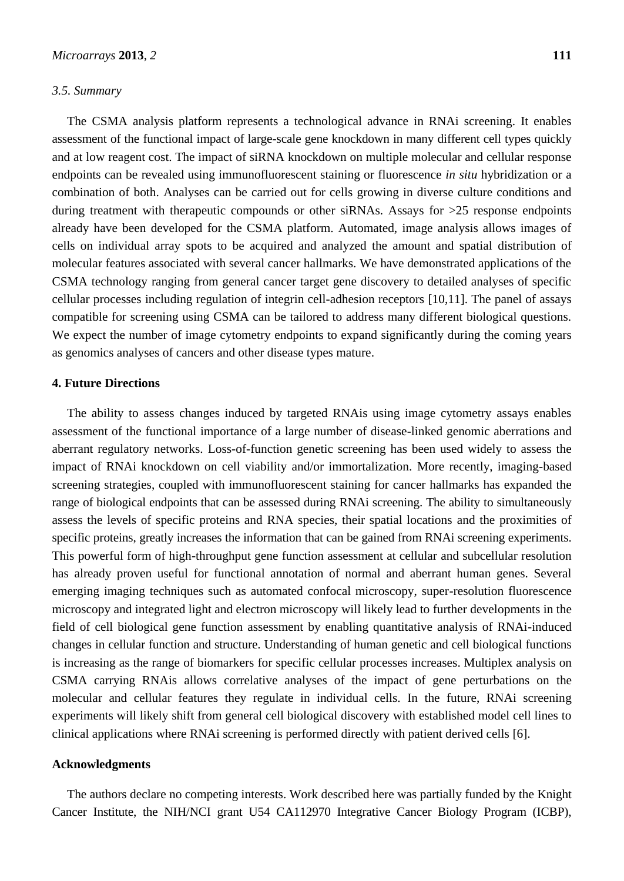### 3.5. Summary

The CSMA analysis platform represents a technological advance in RNAi screening. It enables assessment of the functional impact of large-scale gene knockdown in many different cell types quickly and at low reagent cost. The impact of siRNA knockdown on multiple molecular and cellular response endpoints can be revealed using immunofluorescent staining or fluorescence *in situ* hybridization or a combination of both. Analyses can be carried out for cells growing in diverse culture conditions and during treatment with therapeutic compounds or other siRNAs. Assays for >25 response endpoints already have been developed for the CSMA platform. Automated, image analysis allows images of cells on individual array spots to be acquired and analyzed the amount and spatial distribution of molecular features associated with several cancer hallmarks. We have demonstrated applications of the CSMA technology ranging from general cancer target gene discovery to detailed analyses of specific cellular processes including regulation of integrin cell-adhesion receptors [10,11]. The panel of assays compatible for screening using CSMA can be tailored to address many different biological questions. We expect the number of image cytometry endpoints to expand significantly during the coming years as genomics analyses of cancers and other disease types mature.

## 4. Future Directions

The ability to assess changes induced by targeted RNAis using image cytometry assays enables assessment of the functional importance of a large number of disease-linked genomic aberrations and aberrant regulatory networks. Loss-of-function genetic screening has been used widely to assess the impact of RNAi knockdown on cell viability and/or immortalization. More recently, imaging-based screening strategies, coupled with immunofluorescent staining for cancer hallmarks has expanded the range of biological endpoints that can be assessed during RNAi screening. The ability to simultaneously assess the levels of specific proteins and RNA species, their spatial locations and the proximities of specific proteins, greatly increases the information that can be gained from RNAi screening experiments. This powerful form of high-throughput gene function assessment at cellular and subcellular resolution has already proven useful for functional annotation of normal and aberrant human genes. Several emerging imaging techniques such as automated confocal microscopy, super-resolution fluorescence microscopy and integrated light and electron microscopy will likely lead to further developments in the field of cell biological gene function assessment by enabling quantitative analysis of RNAi-induced changes in cellular function and structure. Understanding of human genetic and cell biological functions is increasing as the range of biomarkers for specific cellular processes increases. Multiplex analysis on CSMA carrying RNAis allows correlative analyses of the impact of gene perturbations on the molecular and cellular features they regulate in individual cells. In the future, RNAi screening experiments will likely shift from general cell biological discovery with established model cell lines to clinical applications where RNAi screening is performed directly with patient derived cells [6].

## Acknowledgments

The authors declare no competing interests. Work described here was partially funded by the Knight Cancer Institute, the NIH/NCI grant U54 CA112970 Integrative Cancer Biology Program (ICBP),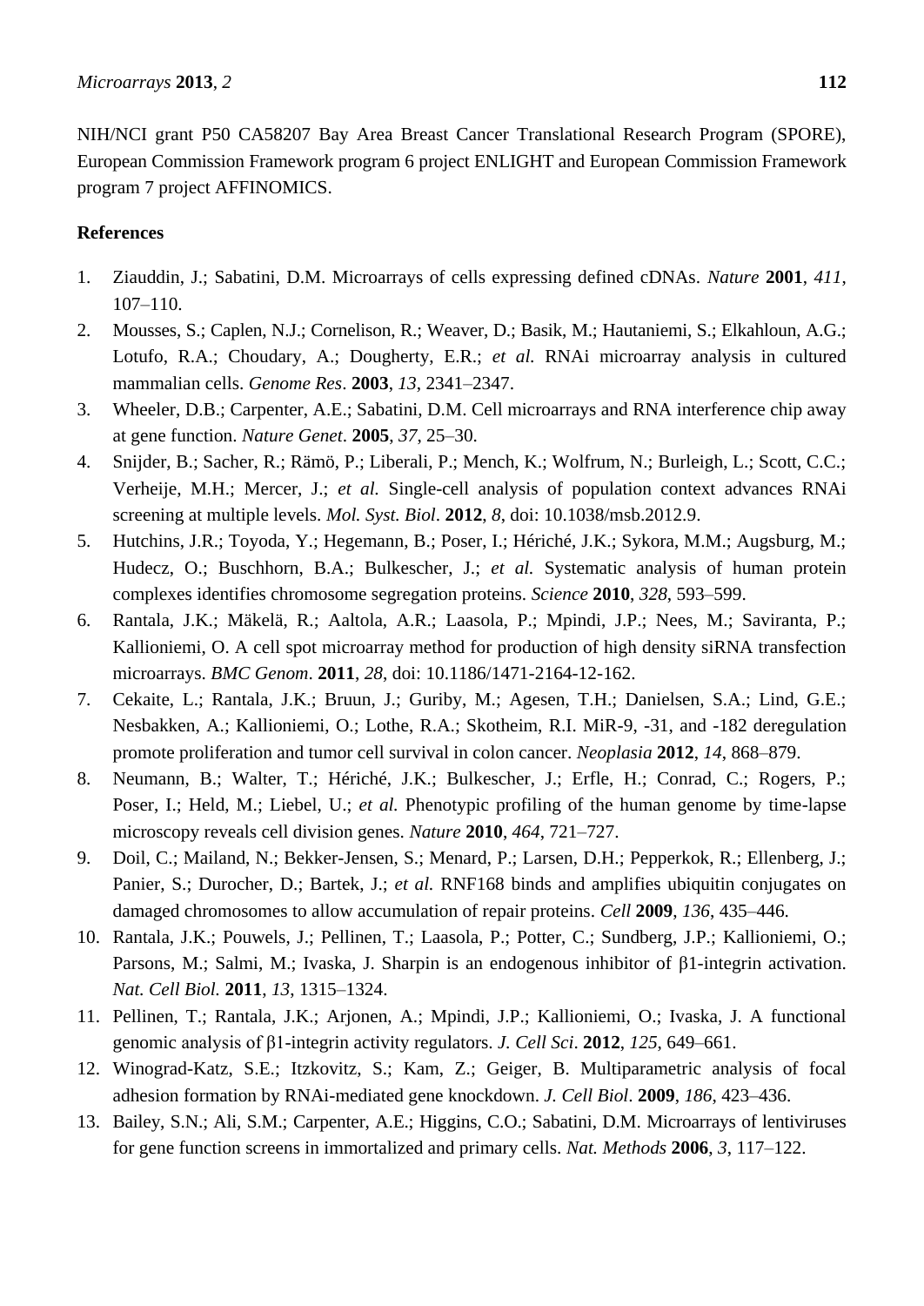NIH/NCI grant P50 CA58207 Bay Area Breast Cancer Translational Research Program (SPORE), European Commission Framework program 6 project ENLIGHT and European Commission Framework program 7 project AFFINOMICS.

## References

1. Ziauddin, J.; Sabatini, D.M. Microarrays of cells expressing defined cDNAs. *Nature* **2001**, *411*, 107–110.
2. Mousses, S.; Caplen, N.J.; Cornelison, R.; Weaver, D.; Basik, M.; Hautaniemi, S.; Elkahloun, A.G.; Lotufo, R.A.; Choudary, A.; Dougherty, E.R.; *et al.* RNAi microarray analysis in cultured mammalian cells. *Genome Res*. **2003**, *13*, 2341–2347.
3. Wheeler, D.B.; Carpenter, A.E.; Sabatini, D.M. Cell microarrays and RNA interference chip away at gene function. *Nature Genet*. **2005**, *37*, 25–30.
4. Snijder, B.; Sacher, R.; Rämö, P.; Liberali, P.; Mench, K.; Wolfrum, N.; Burleigh, L.; Scott, C.C.; Verheije, M.H.; Mercer, J.; *et al.* Single-cell analysis of population context advances RNAi screening at multiple levels. *Mol. Syst. Biol*. **2012**, *8*, doi: 10.1038/msb.2012.9.
5. Hutchins, J.R.; Toyoda, Y.; Hegemann, B.; Poser, I.; Hériché, J.K.; Sykora, M.M.; Augsburg, M.; Hudecz, O.; Buschhorn, B.A.; Bulkescher, J.; *et al.* Systematic analysis of human protein complexes identifies chromosome segregation proteins. *Science* **2010**, *328*, 593–599.
6. Rantala, J.K.; Mäkelä, R.; Aaltola, A.R.; Laasola, P.; Mpindi, J.P.; Nees, M.; Saviranta, P.; Kallioniemi, O. A cell spot microarray method for production of high density siRNA transfection microarrays. *BMC Genom*. **2011**, *28*, doi: 10.1186/1471-2164-12-162.
7. Cekaite, L.; Rantala, J.K.; Bruun, J.; Guriby, M.; Agesen, T.H.; Danielsen, S.A.; Lind, G.E.; Nesbakken, A.; Kallioniemi, O.; Lothe, R.A.; Skotheim, R.I. MiR-9, -31, and -182 deregulation promote proliferation and tumor cell survival in colon cancer. *Neoplasia* **2012**, *14*, 868–879.
8. Neumann, B.; Walter, T.; Hériché, J.K.; Bulkescher, J.; Erfle, H.; Conrad, C.; Rogers, P.; Poser, I.; Held, M.; Liebel, U.; *et al.* Phenotypic profiling of the human genome by time-lapse microscopy reveals cell division genes. *Nature* **2010**, *464*, 721–727.
9. Doil, C.; Mailand, N.; Bekker-Jensen, S.; Menard, P.; Larsen, D.H.; Pepperkok, R.; Ellenberg, J.; Panier, S.; Durocher, D.; Bartek, J.; *et al.* RNF168 binds and amplifies ubiquitin conjugates on damaged chromosomes to allow accumulation of repair proteins. *Cell* **2009**, *136*, 435–446.
10. Rantala, J.K.; Pouwels, J.; Pellinen, T.; Laasola, P.; Potter, C.; Sundberg, J.P.; Kallioniemi, O.; Parsons, M.; Salmi, M.; Ivaska, J. Sharpin is an endogenous inhibitor of β1-integrin activation. *Nat. Cell Biol.* **2011**, *13*, 1315–1324.
11. Pellinen, T.; Rantala, J.K.; Arjonen, A.; Mpindi, J.P.; Kallioniemi, O.; Ivaska, J. A functional genomic analysis of β1-integrin activity regulators. *J. Cell Sci*. **2012**, *125*, 649–661.
12. Winograd-Katz, S.E.; Itzkovitz, S.; Kam, Z.; Geiger, B. Multiparametric analysis of focal adhesion formation by RNAi-mediated gene knockdown. *J. Cell Biol*. **2009**, *186*, 423–436.
13. Bailey, S.N.; Ali, S.M.; Carpenter, A.E.; Higgins, C.O.; Sabatini, D.M. Microarrays of lentiviruses for gene function screens in immortalized and primary cells. *Nat. Methods* **2006**, *3*, 117–122.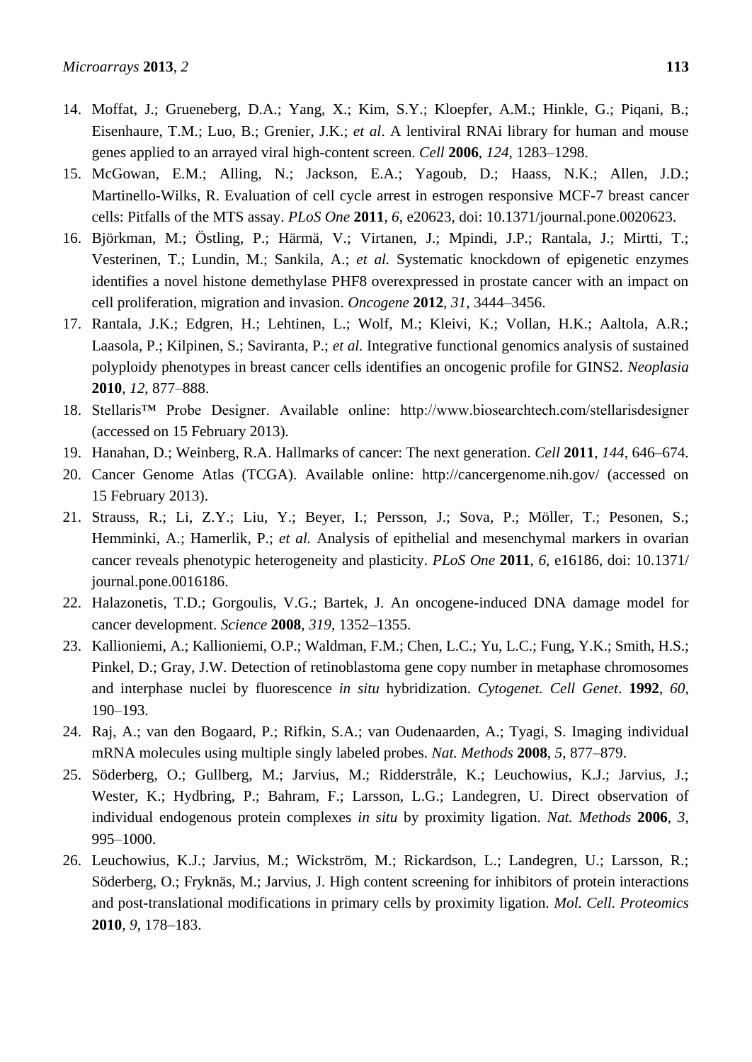14. Moffat, J.; Grueneberg, D.A.; Yang, X.; Kim, S.Y.; Kloepfer, A.M.; Hinkle, G.; Piqani, B.; Eisenhaure, T.M.; Luo, B.; Grenier, J.K.; *et al*. A lentiviral RNAi library for human and mouse genes applied to an arrayed viral high-content screen. *Cell* **2006**, *124*, 1283–1298.
15. McGowan, E.M.; Alling, N.; Jackson, E.A.; Yagoub, D.; Haass, N.K.; Allen, J.D.; Martinello-Wilks, R. Evaluation of cell cycle arrest in estrogen responsive MCF-7 breast cancer cells: Pitfalls of the MTS assay. *PLoS One* **2011**, *6*, e20623, doi: 10.1371/journal.pone.0020623.
16. Björkman, M.; Östling, P.; Härmä, V.; Virtanen, J.; Mpindi, J.P.; Rantala, J.; Mirtti, T.; Vesterinen, T.; Lundin, M.; Sankila, A.; *et al.* Systematic knockdown of epigenetic enzymes identifies a novel histone demethylase PHF8 overexpressed in prostate cancer with an impact on cell proliferation, migration and invasion. *Oncogene* **2012**, *31*, 3444–3456.
17. Rantala, J.K.; Edgren, H.; Lehtinen, L.; Wolf, M.; Kleivi, K.; Vollan, H.K.; Aaltola, A.R.; Laasola, P.; Kilpinen, S.; Saviranta, P.; *et al.* Integrative functional genomics analysis of sustained polyploidy phenotypes in breast cancer cells identifies an oncogenic profile for GINS2. *Neoplasia* **2010**, *12*, 877–888.
18. Stellaris™ Probe Designer. Available online: http://www.biosearchtech.com/stellarisdesigner (accessed on 15 February 2013).
19. Hanahan, D.; Weinberg, R.A. Hallmarks of cancer: The next generation. *Cell* **2011**, *144*, 646–674.
20. Cancer Genome Atlas (TCGA). Available online: http://cancergenome.nih.gov/ (accessed on 15 February 2013).
21. Strauss, R.; Li, Z.Y.; Liu, Y.; Beyer, I.; Persson, J.; Sova, P.; Möller, T.; Pesonen, S.; Hemminki, A.; Hamerlik, P.; *et al.* Analysis of epithelial and mesenchymal markers in ovarian cancer reveals phenotypic heterogeneity and plasticity. *PLoS One* **2011**, *6*, e16186, doi: 10.1371/journal.pone.0016186.
22. Halazonetis, T.D.; Gorgoulis, V.G.; Bartek, J. An oncogene-induced DNA damage model for cancer development. *Science* **2008**, *319*, 1352–1355.
23. Kallioniemi, A.; Kallioniemi, O.P.; Waldman, F.M.; Chen, L.C.; Yu, L.C.; Fung, Y.K.; Smith, H.S.; Pinkel, D.; Gray, J.W. Detection of retinoblastoma gene copy number in metaphase chromosomes and interphase nuclei by fluorescence *in situ* hybridization. *Cytogenet. Cell Genet*. **1992**, *60*, 190–193.
24. Raj, A.; van den Bogaard, P.; Rifkin, S.A.; van Oudenaarden, A.; Tyagi, S. Imaging individual mRNA molecules using multiple singly labeled probes. *Nat. Methods* **2008**, *5*, 877–879.
25. Söderberg, O.; Gullberg, M.; Jarvius, M.; Ridderstråle, K.; Leuchowius, K.J.; Jarvius, J.; Wester, K.; Hydbring, P.; Bahram, F.; Larsson, L.G.; Landegren, U. Direct observation of individual endogenous protein complexes *in situ* by proximity ligation. *Nat. Methods* **2006**, *3*, 995–1000.
26. Leuchowius, K.J.; Jarvius, M.; Wickström, M.; Rickardson, L.; Landegren, U.; Larsson, R.; Söderberg, O.; Fryknäs, M.; Jarvius, J. High content screening for inhibitors of protein interactions and post-translational modifications in primary cells by proximity ligation. *Mol. Cell. Proteomics* **2010**, *9*, 178–183.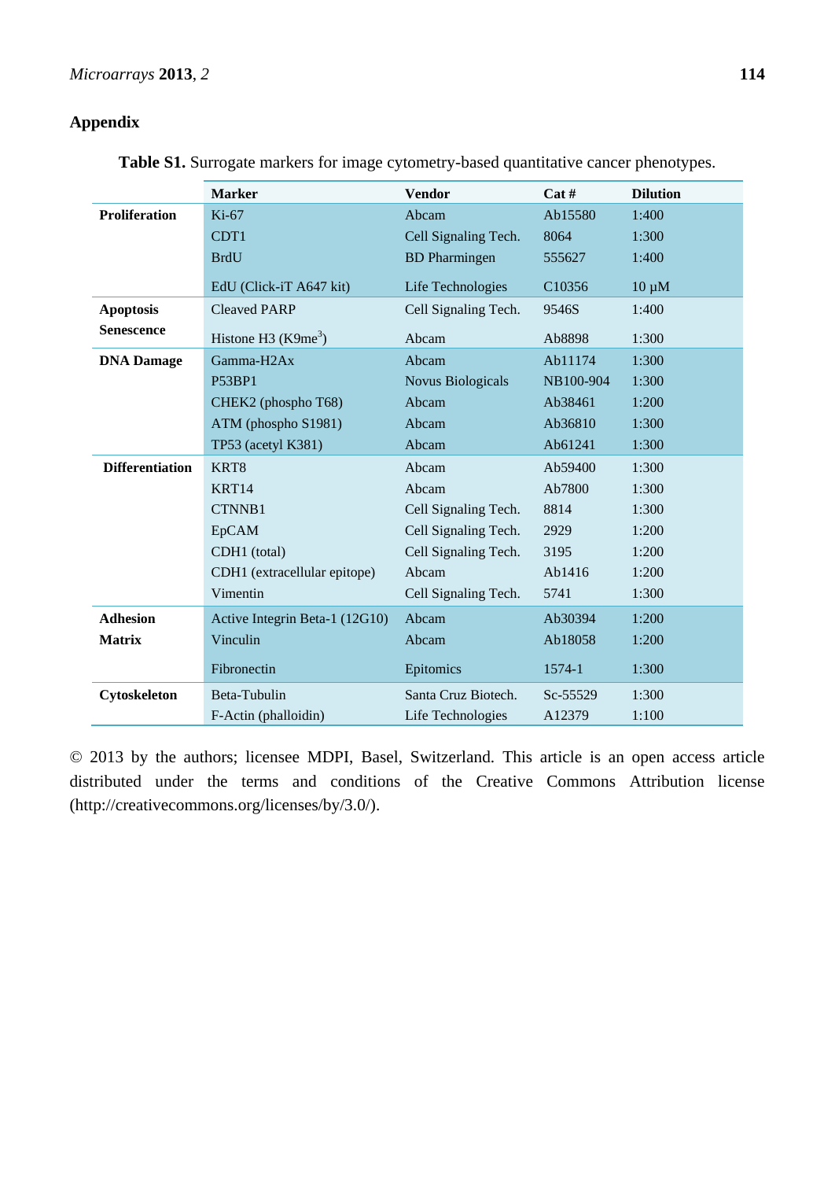## Appendix

**Table S1.** Surrogate markers for image cytometry-based quantitative cancer phenotypes.

| | Marker | Vendor | Cat # | Dilution |
|---|---|---|---|---|
| **Proliferation** | Ki-67 | Abcam | Ab15580 | 1:400 |
| | CDT1 | Cell Signaling Tech. | 8064 | 1:300 |
| | BrdU | BD Pharmingen | 555627 | 1:400 |
| | EdU (Click-iT A647 kit) | Life Technologies | C10356 | 10 μM |
| **Apoptosis** | Cleaved PARP | Cell Signaling Tech. | 9546S | 1:400 |
| **Senescence** | Histone H3 (K9me$^3$) | Abcam | Ab8898 | 1:300 |
| **DNA Damage** | Gamma-H2Ax | Abcam | Ab11174 | 1:300 |
| | P53BP1 | Novus Biologicals | NB100-904 | 1:300 |
| | CHEK2 (phospho T68) | Abcam | Ab38461 | 1:200 |
| | ATM (phospho S1981) | Abcam | Ab36810 | 1:300 |
| | TP53 (acetyl K381) | Abcam | Ab61241 | 1:300 |
| **Differentiation** | KRT8 | Abcam | Ab59400 | 1:300 |
| | KRT14 | Abcam | Ab7800 | 1:300 |
| | CTNNB1 | Cell Signaling Tech. | 8814 | 1:300 |
| | EpCAM | Cell Signaling Tech. | 2929 | 1:200 |
| | CDH1 (total) | Cell Signaling Tech. | 3195 | 1:200 |
| | CDH1 (extracellular epitope) | Abcam | Ab1416 | 1:200 |
| | Vimentin | Cell Signaling Tech. | 5741 | 1:300 |
| **Adhesion** | Active Integrin Beta-1 (12G10) | Abcam | Ab30394 | 1:200 |
| **Matrix** | Vinculin | Abcam | Ab18058 | 1:200 |
| | Fibronectin | Epitomics | 1574-1 | 1:300 |
| **Cytoskeleton** | Beta-Tubulin | Santa Cruz Biotech. | Sc-55529 | 1:300 |
| | F-Actin (phalloidin) | Life Technologies | A12379 | 1:100 |

© 2013 by the authors; licensee MDPI, Basel, Switzerland. This article is an open access article distributed under the terms and conditions of the Creative Commons Attribution license (http://creativecommons.org/licenses/by/3.0/).